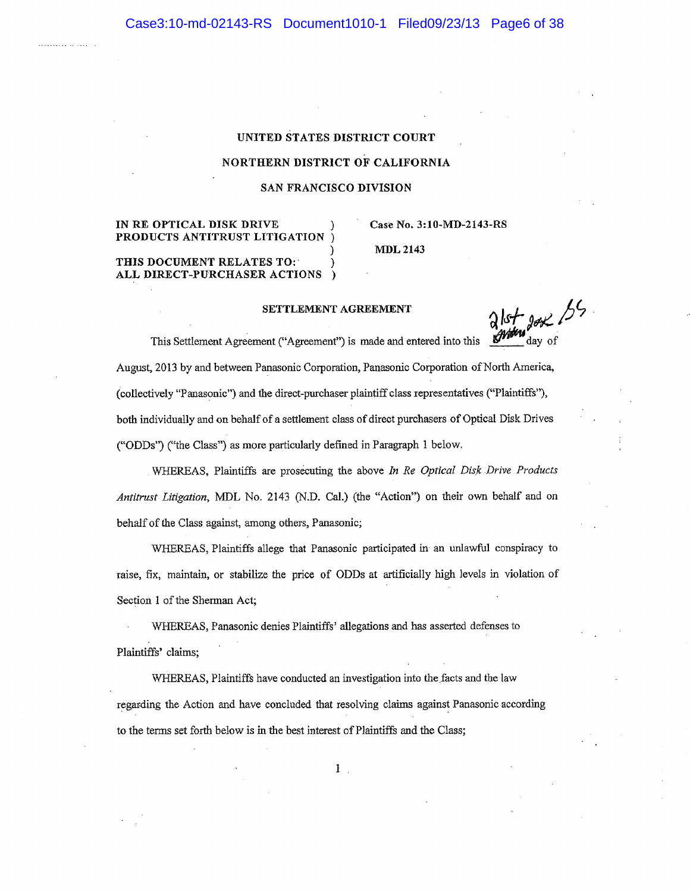UNITED STATES DISTRICT COURT

NORTHERN DISTRICT OF CALIFORNIA

SAN FRANCISCO DIVISION

| | |
|---|---|
| **IN RE OPTICAL DISK DRIVE PRODUCTS ANTITRUST LITIGATION** | **Case No. 3:10-MD-2143-RS** |
| | **MDL 2143** |
| **THIS DOCUMENT RELATES TO: ALL DIRECT-PURCHASER ACTIONS** | |

## SETTLEMENT AGREEMENT

This Settlement Agreement ("Agreement") is made and entered into this 21st day of August, 2013 by and between Panasonic Corporation, Panasonic Corporation of North America, (collectively "Panasonic") and the direct-purchaser plaintiff class representatives ("Plaintiffs"), both individually and on behalf of a settlement class of direct purchasers of Optical Disk Drives ("ODDs") ("the Class") as more particularly defined in Paragraph 1 below.

WHEREAS, Plaintiffs are prosecuting the above *In Re Optical Disk Drive Products Antitrust Litigation*, MDL No. 2143 (N.D. Cal.) (the "Action") on their own behalf and on behalf of the Class against, among others, Panasonic;

WHEREAS, Plaintiffs allege that Panasonic participated in an unlawful conspiracy to raise, fix, maintain, or stabilize the price of ODDs at artificially high levels in violation of Section 1 of the Sherman Act;

WHEREAS, Panasonic denies Plaintiffs' allegations and has asserted defenses to Plaintiffs' claims;

WHEREAS, Plaintiffs have conducted an investigation into the facts and the law regarding the Action and have concluded that resolving claims against Panasonic according to the terms set forth below is in the best interest of Plaintiffs and the Class;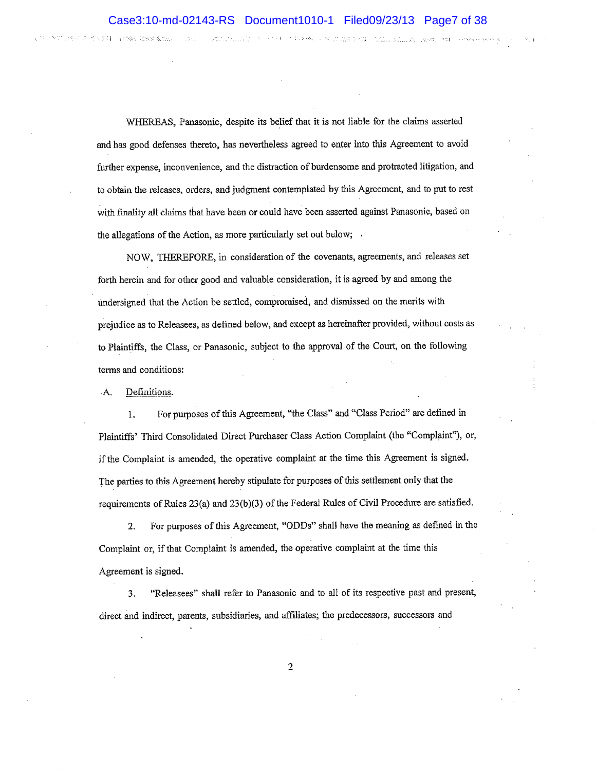WHEREAS, Panasonic, despite its belief that it is not liable for the claims asserted and has good defenses thereto, has nevertheless agreed to enter into this Agreement to avoid further expense, inconvenience, and the distraction of burdensome and protracted litigation, and to obtain the releases, orders, and judgment contemplated by this Agreement, and to put to rest with finality all claims that have been or could have been asserted against Panasonic, based on the allegations of the Action, as more particularly set out below;

NOW, THEREFORE, in consideration of the covenants, agreements, and releases set forth herein and for other good and valuable consideration, it is agreed by and among the undersigned that the Action be settled, compromised, and dismissed on the merits with prejudice as to Releasees, as defined below, and except as hereinafter provided, without costs as to Plaintiffs, the Class, or Panasonic, subject to the approval of the Court, on the following terms and conditions:

A. Definitions.

1. For purposes of this Agreement, "the Class" and "Class Period" are defined in Plaintiffs' Third Consolidated Direct Purchaser Class Action Complaint (the "Complaint"), or, if the Complaint is amended, the operative complaint at the time this Agreement is signed. The parties to this Agreement hereby stipulate for purposes of this settlement only that the requirements of Rules 23(a) and 23(b)(3) of the Federal Rules of Civil Procedure are satisfied.

2. For purposes of this Agreement, "ODDs" shall have the meaning as defined in the Complaint or, if that Complaint is amended, the operative complaint at the time this Agreement is signed.

3. "Releasees" shall refer to Panasonic and to all of its respective past and present, direct and indirect, parents, subsidiaries, and affiliates; the predecessors, successors and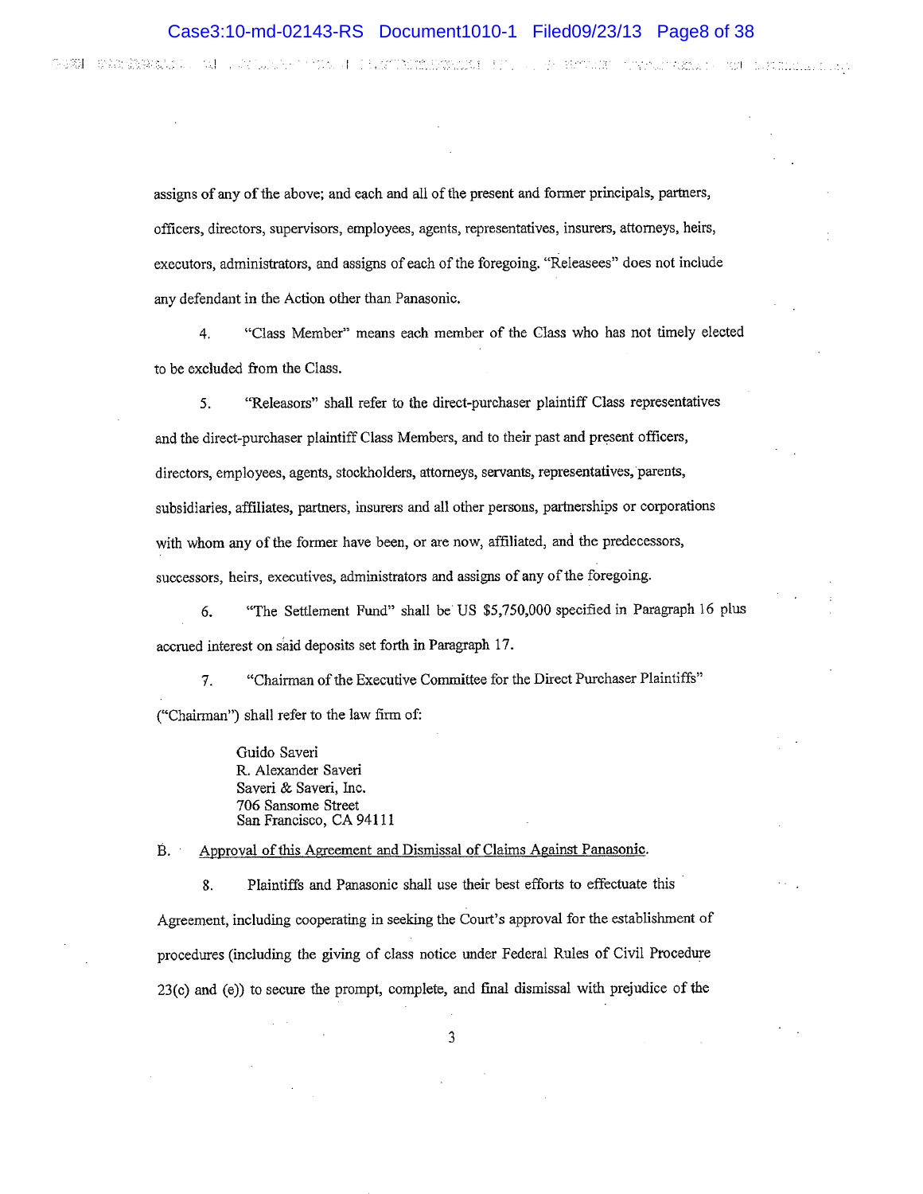assigns of any of the above; and each and all of the present and former principals, partners, officers, directors, supervisors, employees, agents, representatives, insurers, attorneys, heirs, executors, administrators, and assigns of each of the foregoing. "Releasees" does not include any defendant in the Action other than Panasonic.

4. "Class Member" means each member of the Class who has not timely elected to be excluded from the Class.

5. "Releasors" shall refer to the direct-purchaser plaintiff Class representatives and the direct-purchaser plaintiff Class Members, and to their past and present officers, directors, employees, agents, stockholders, attorneys, servants, representatives, parents, subsidiaries, affiliates, partners, insurers and all other persons, partnerships or corporations with whom any of the former have been, or are now, affiliated, and the predecessors, successors, heirs, executives, administrators and assigns of any of the foregoing.

6. "The Settlement Fund" shall be US $5,750,000 specified in Paragraph 16 plus accrued interest on said deposits set forth in Paragraph 17.

7. "Chairman of the Executive Committee for the Direct Purchaser Plaintiffs" ("Chairman") shall refer to the law firm of:

> Guido Saveri
> R. Alexander Saveri
> Saveri & Saveri, Inc.
> 706 Sansome Street
> San Francisco, CA 94111

B. Approval of this Agreement and Dismissal of Claims Against Panasonic.

8. Plaintiffs and Panasonic shall use their best efforts to effectuate this Agreement, including cooperating in seeking the Court's approval for the establishment of procedures (including the giving of class notice under Federal Rules of Civil Procedure 23(c) and (e)) to secure the prompt, complete, and final dismissal with prejudice of the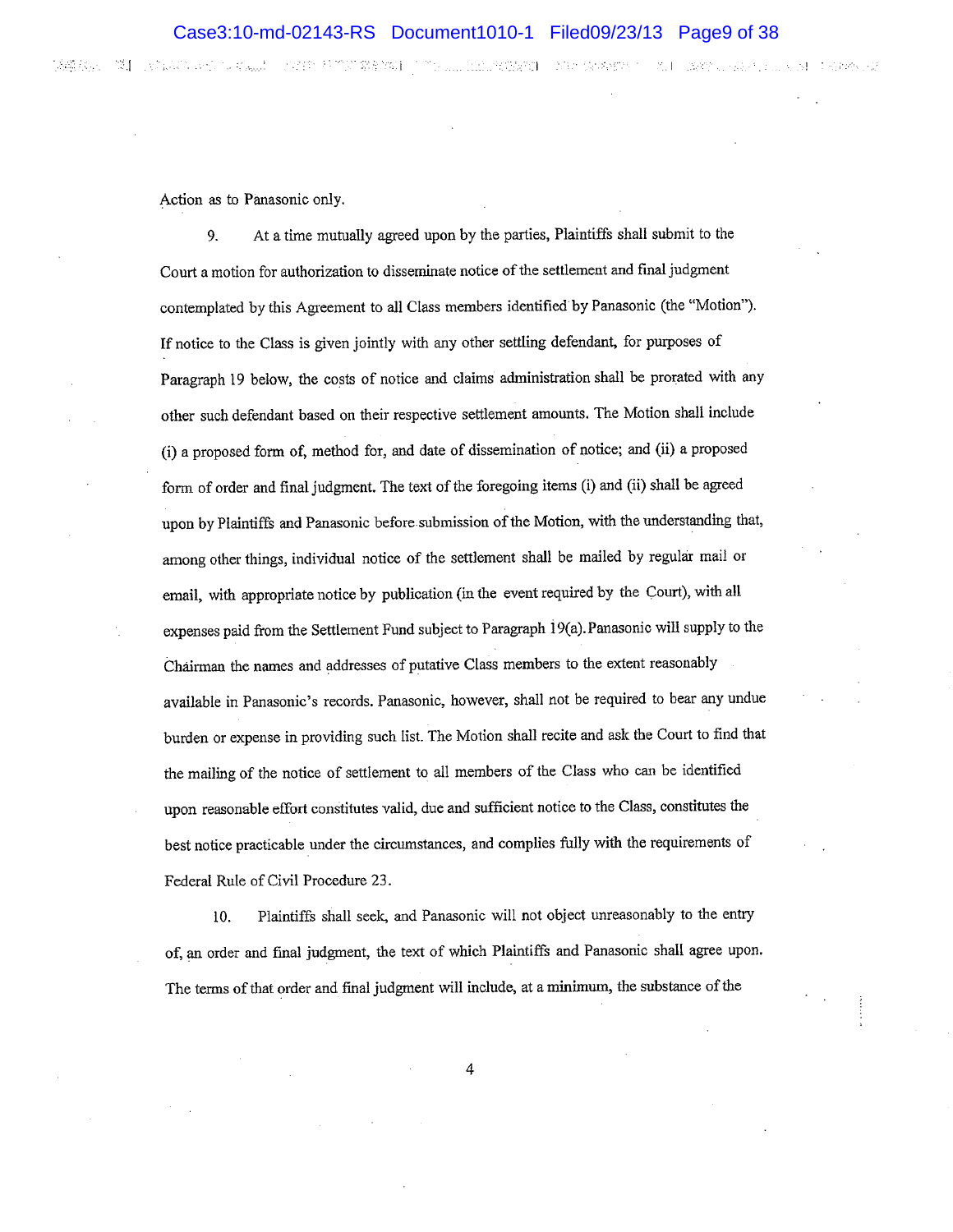Action as to Panasonic only.

9. At a time mutually agreed upon by the parties, Plaintiffs shall submit to the Court a motion for authorization to disseminate notice of the settlement and final judgment contemplated by this Agreement to all Class members identified by Panasonic (the "Motion"). If notice to the Class is given jointly with any other settling defendant, for purposes of Paragraph 19 below, the costs of notice and claims administration shall be prorated with any other such defendant based on their respective settlement amounts. The Motion shall include (i) a proposed form of, method for, and date of dissemination of notice; and (ii) a proposed form of order and final judgment. The text of the foregoing items (i) and (ii) shall be agreed upon by Plaintiffs and Panasonic before submission of the Motion, with the understanding that, among other things, individual notice of the settlement shall be mailed by regular mail or email, with appropriate notice by publication (in the event required by the Court), with all expenses paid from the Settlement Fund subject to Paragraph 19(a). Panasonic will supply to the Chairman the names and addresses of putative Class members to the extent reasonably available in Panasonic's records. Panasonic, however, shall not be required to bear any undue burden or expense in providing such list. The Motion shall recite and ask the Court to find that the mailing of the notice of settlement to all members of the Class who can be identified upon reasonable effort constitutes valid, due and sufficient notice to the Class, constitutes the best notice practicable under the circumstances, and complies fully with the requirements of Federal Rule of Civil Procedure 23.

10. Plaintiffs shall seek, and Panasonic will not object unreasonably to the entry of, an order and final judgment, the text of which Plaintiffs and Panasonic shall agree upon. The terms of that order and final judgment will include, at a minimum, the substance of the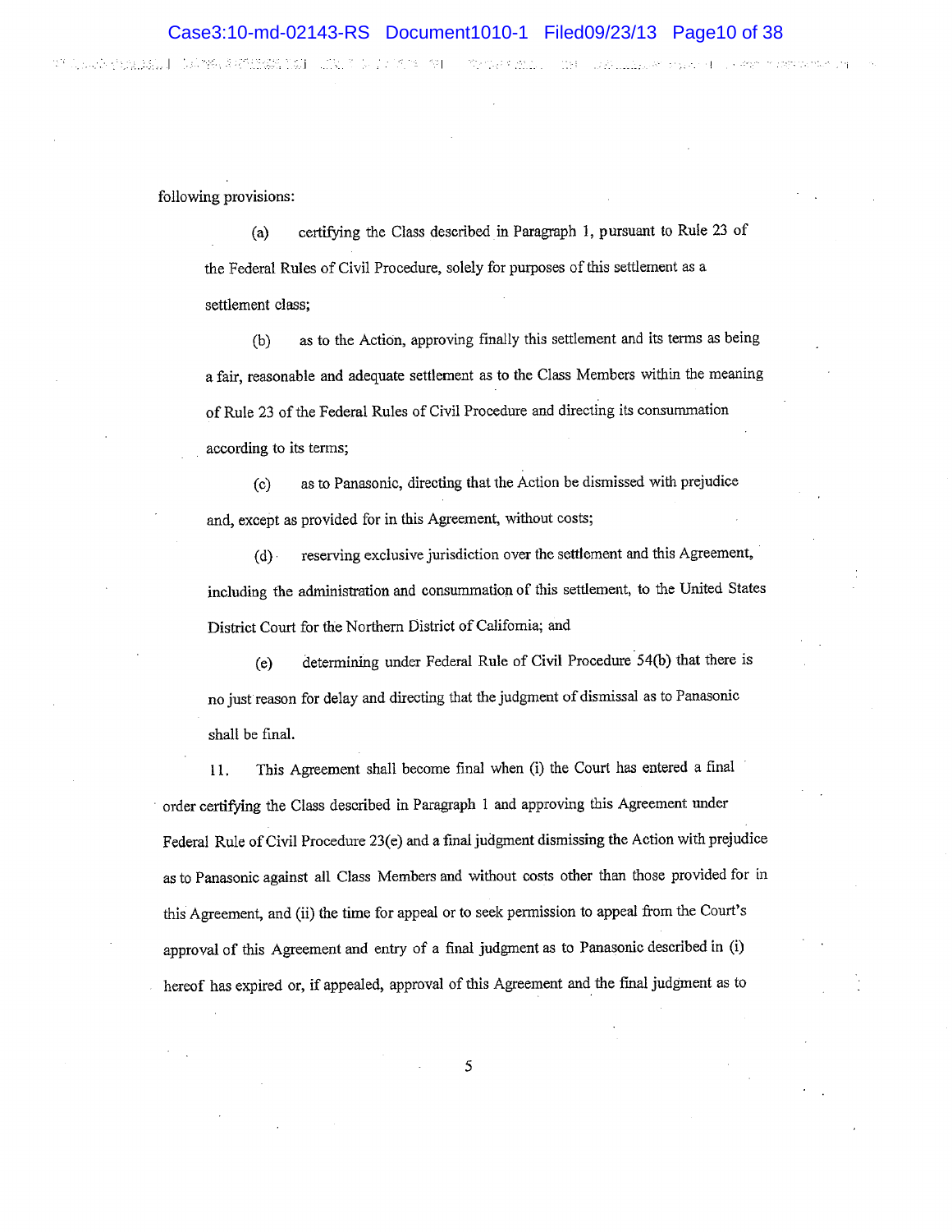following provisions:

(a) certifying the Class described in Paragraph 1, pursuant to Rule 23 of the Federal Rules of Civil Procedure, solely for purposes of this settlement as a settlement class;

(b) as to the Action, approving finally this settlement and its terms as being a fair, reasonable and adequate settlement as to the Class Members within the meaning of Rule 23 of the Federal Rules of Civil Procedure and directing its consummation according to its terms;

(c) as to Panasonic, directing that the Action be dismissed with prejudice and, except as provided for in this Agreement, without costs;

(d) reserving exclusive jurisdiction over the settlement and this Agreement, including the administration and consummation of this settlement, to the United States District Court for the Northern District of California; and

(e) determining under Federal Rule of Civil Procedure 54(b) that there is no just reason for delay and directing that the judgment of dismissal as to Panasonic shall be final.

11. This Agreement shall become final when (i) the Court has entered a final order certifying the Class described in Paragraph 1 and approving this Agreement under Federal Rule of Civil Procedure 23(e) and a final judgment dismissing the Action with prejudice as to Panasonic against all Class Members and without costs other than those provided for in this Agreement, and (ii) the time for appeal or to seek permission to appeal from the Court's approval of this Agreement and entry of a final judgment as to Panasonic described in (i) hereof has expired or, if appealed, approval of this Agreement and the final judgment as to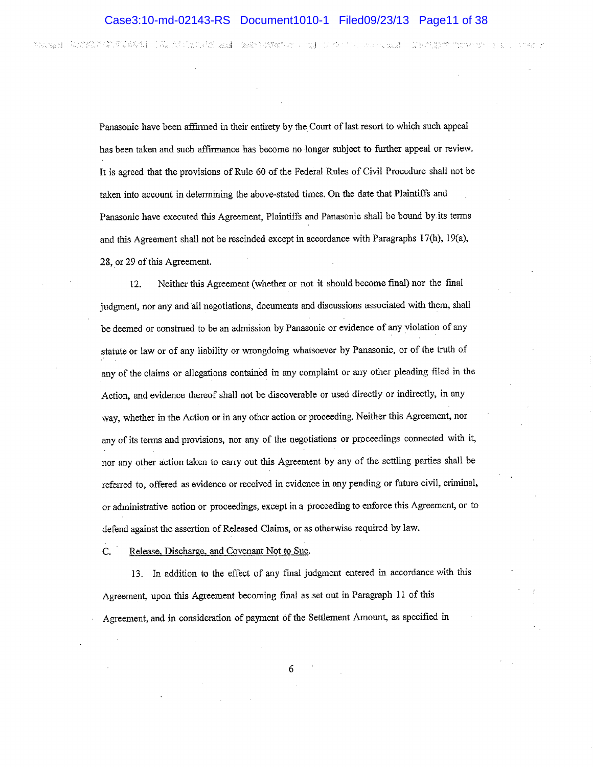Panasonic have been affirmed in their entirety by the Court of last resort to which such appeal has been taken and such affirmance has become no longer subject to further appeal or review. It is agreed that the provisions of Rule 60 of the Federal Rules of Civil Procedure shall not be taken into account in determining the above-stated times. On the date that Plaintiffs and Panasonic have executed this Agreement, Plaintiffs and Panasonic shall be bound by its terms and this Agreement shall not be rescinded except in accordance with Paragraphs 17(h), 19(a), 28, or 29 of this Agreement.

12. Neither this Agreement (whether or not it should become final) nor the final judgment, nor any and all negotiations, documents and discussions associated with them, shall be deemed or construed to be an admission by Panasonic or evidence of any violation of any statute or law or of any liability or wrongdoing whatsoever by Panasonic, or of the truth of any of the claims or allegations contained in any complaint or any other pleading filed in the Action, and evidence thereof shall not be discoverable or used directly or indirectly, in any way, whether in the Action or in any other action or proceeding. Neither this Agreement, nor any of its terms and provisions, nor any of the negotiations or proceedings connected with it, nor any other action taken to carry out this Agreement by any of the settling parties shall be referred to, offered as evidence or received in evidence in any pending or future civil, criminal, or administrative action or proceedings, except in a proceeding to enforce this Agreement, or to defend against the assertion of Released Claims, or as otherwise required by law.

C. Release, Discharge, and Covenant Not to Sue.

13. In addition to the effect of any final judgment entered in accordance with this Agreement, upon this Agreement becoming final as set out in Paragraph 11 of this Agreement, and in consideration of payment of the Settlement Amount, as specified in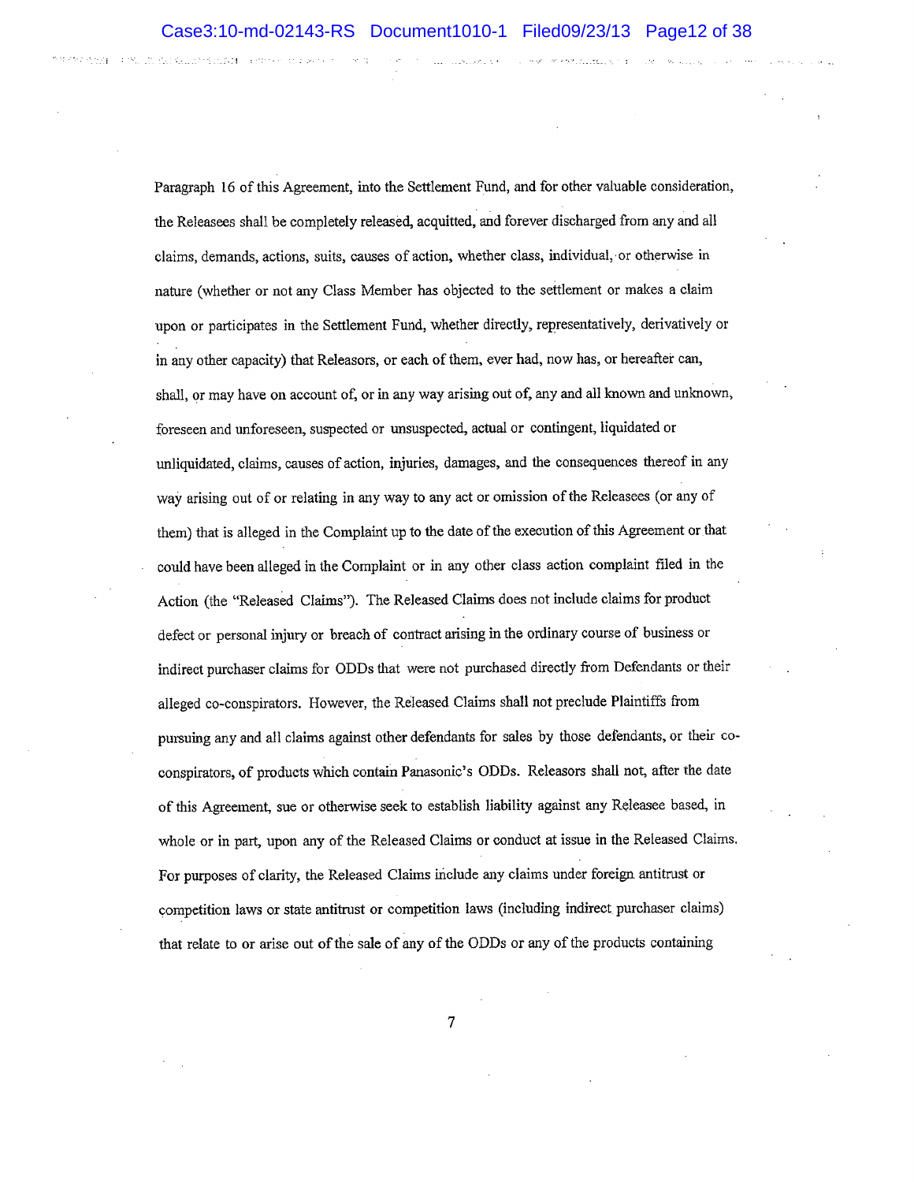Paragraph 16 of this Agreement, into the Settlement Fund, and for other valuable consideration, the Releasees shall be completely released, acquitted, and forever discharged from any and all claims, demands, actions, suits, causes of action, whether class, individual, or otherwise in nature (whether or not any Class Member has objected to the settlement or makes a claim upon or participates in the Settlement Fund, whether directly, representatively, derivatively or in any other capacity) that Releasors, or each of them, ever had, now has, or hereafter can, shall, or may have on account of, or in any way arising out of, any and all known and unknown, foreseen and unforeseen, suspected or unsuspected, actual or contingent, liquidated or unliquidated, claims, causes of action, injuries, damages, and the consequences thereof in any way arising out of or relating in any way to any act or omission of the Releasees (or any of them) that is alleged in the Complaint up to the date of the execution of this Agreement or that could have been alleged in the Complaint or in any other class action complaint filed in the Action (the "Released Claims"). The Released Claims does not include claims for product defect or personal injury or breach of contract arising in the ordinary course of business or indirect purchaser claims for ODDs that were not purchased directly from Defendants or their alleged co-conspirators. However, the Released Claims shall not preclude Plaintiffs from pursuing any and all claims against other defendants for sales by those defendants, or their co-conspirators, of products which contain Panasonic's ODDs. Releasors shall not, after the date of this Agreement, sue or otherwise seek to establish liability against any Releasee based, in whole or in part, upon any of the Released Claims or conduct at issue in the Released Claims. For purposes of clarity, the Released Claims include any claims under foreign antitrust or competition laws or state antitrust or competition laws (including indirect purchaser claims) that relate to or arise out of the sale of any of the ODDs or any of the products containing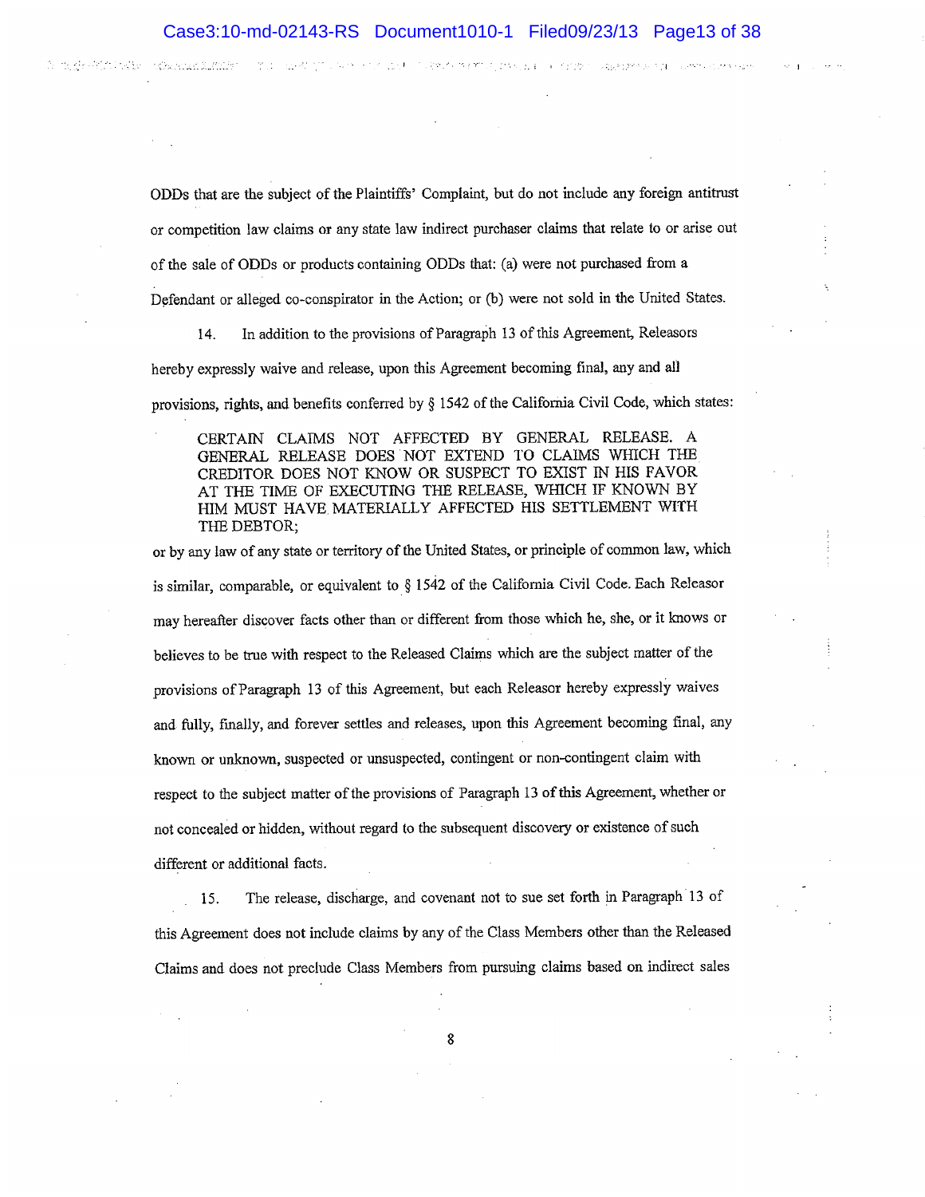ODDs that are the subject of the Plaintiffs' Complaint, but do not include any foreign antitrust or competition law claims or any state law indirect purchaser claims that relate to or arise out of the sale of ODDs or products containing ODDs that: (a) were not purchased from a Defendant or alleged co-conspirator in the Action; or (b) were not sold in the United States.

14. In addition to the provisions of Paragraph 13 of this Agreement, Releasors hereby expressly waive and release, upon this Agreement becoming final, any and all provisions, rights, and benefits conferred by § 1542 of the California Civil Code, which states:

> CERTAIN CLAIMS NOT AFFECTED BY GENERAL RELEASE. A GENERAL RELEASE DOES NOT EXTEND TO CLAIMS WHICH THE CREDITOR DOES NOT KNOW OR SUSPECT TO EXIST IN HIS FAVOR AT THE TIME OF EXECUTING THE RELEASE, WHICH IF KNOWN BY HIM MUST HAVE MATERIALLY AFFECTED HIS SETTLEMENT WITH THE DEBTOR;

or by any law of any state or territory of the United States, or principle of common law, which is similar, comparable, or equivalent to § 1542 of the California Civil Code. Each Releasor may hereafter discover facts other than or different from those which he, she, or it knows or believes to be true with respect to the Released Claims which are the subject matter of the provisions of Paragraph 13 of this Agreement, but each Releasor hereby expressly waives and fully, finally, and forever settles and releases, upon this Agreement becoming final, any known or unknown, suspected or unsuspected, contingent or non-contingent claim with respect to the subject matter of the provisions of Paragraph 13 of this Agreement, whether or not concealed or hidden, without regard to the subsequent discovery or existence of such different or additional facts.

15. The release, discharge, and covenant not to sue set forth in Paragraph 13 of this Agreement does not include claims by any of the Class Members other than the Released Claims and does not preclude Class Members from pursuing claims based on indirect sales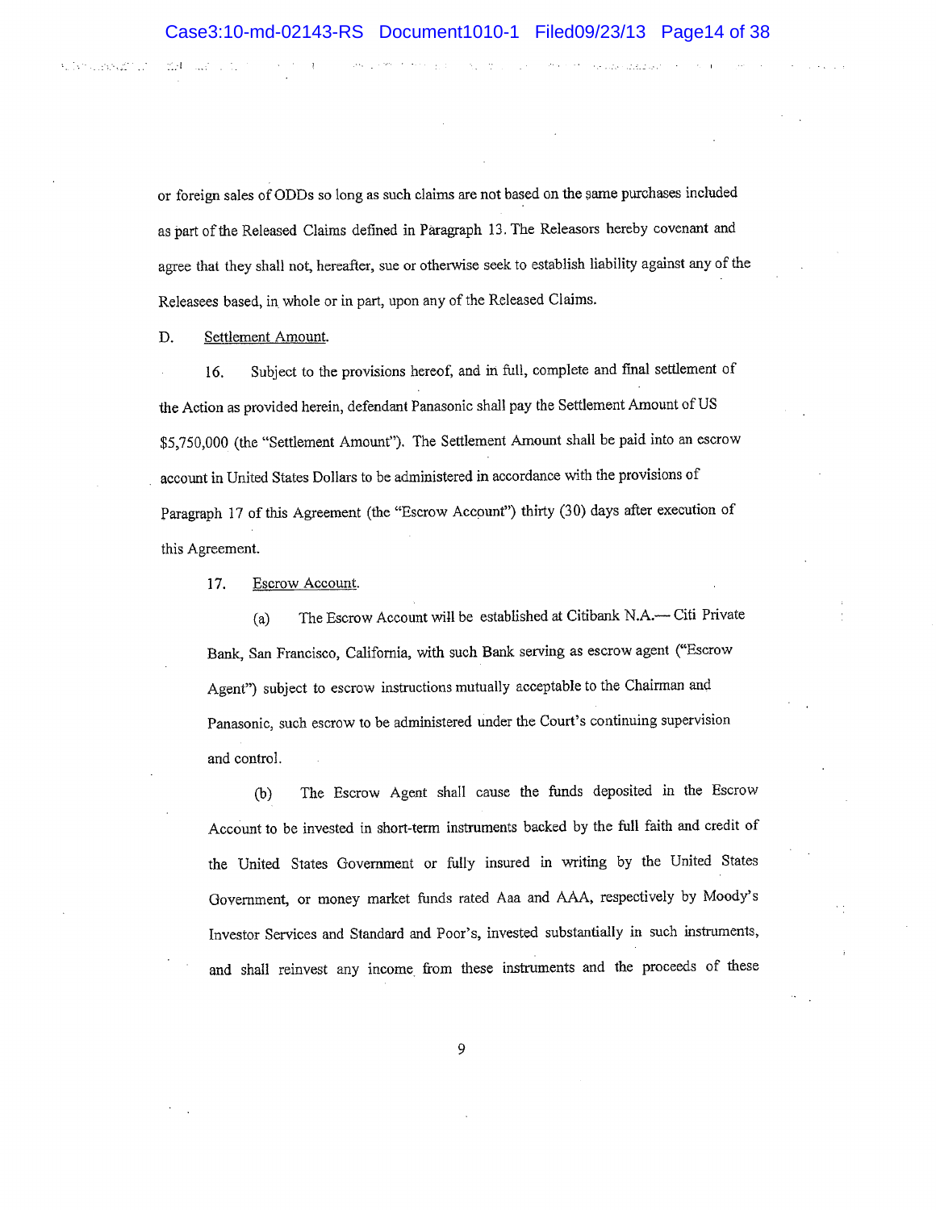or foreign sales of ODDs so long as such claims are not based on the same purchases included as part of the Released Claims defined in Paragraph 13. The Releasors hereby covenant and agree that they shall not, hereafter, sue or otherwise seek to establish liability against any of the Releasees based, in whole or in part, upon any of the Released Claims.

D. Settlement Amount.

16. Subject to the provisions hereof, and in full, complete and final settlement of the Action as provided herein, defendant Panasonic shall pay the Settlement Amount of US $5,750,000 (the "Settlement Amount"). The Settlement Amount shall be paid into an escrow account in United States Dollars to be administered in accordance with the provisions of Paragraph 17 of this Agreement (the "Escrow Account") thirty (30) days after execution of this Agreement.

17. Escrow Account.

(a) The Escrow Account will be established at Citibank N.A.— Citi Private Bank, San Francisco, California, with such Bank serving as escrow agent ("Escrow Agent") subject to escrow instructions mutually acceptable to the Chairman and Panasonic, such escrow to be administered under the Court's continuing supervision and control.

(b) The Escrow Agent shall cause the funds deposited in the Escrow Account to be invested in short-term instruments backed by the full faith and credit of the United States Government or fully insured in writing by the United States Government, or money market funds rated Aaa and AAA, respectively by Moody's Investor Services and Standard and Poor's, invested substantially in such instruments, and shall reinvest any income from these instruments and the proceeds of these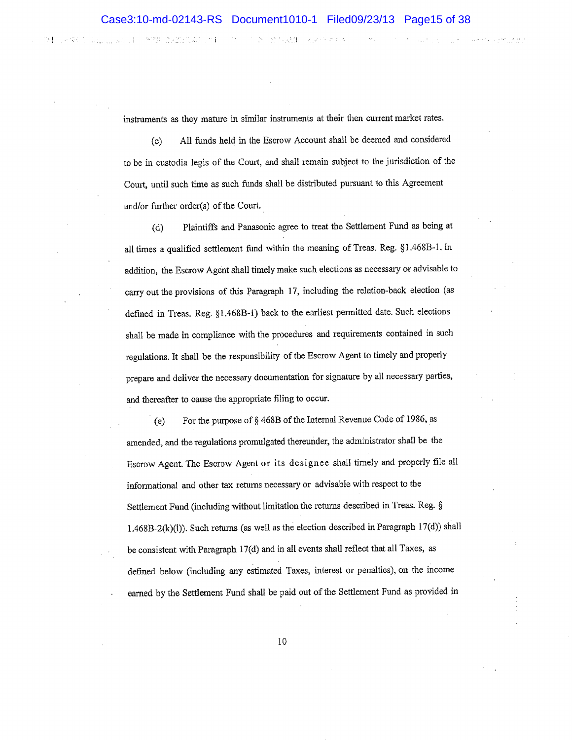instruments as they mature in similar instruments at their then current market rates.

(c) All funds held in the Escrow Account shall be deemed and considered to be in custodia legis of the Court, and shall remain subject to the jurisdiction of the Court, until such time as such funds shall be distributed pursuant to this Agreement and/or further order(s) of the Court.

(d) Plaintiffs and Panasonic agree to treat the Settlement Fund as being at all times a qualified settlement fund within the meaning of Treas. Reg. §1.468B-1. In addition, the Escrow Agent shall timely make such elections as necessary or advisable to carry out the provisions of this Paragraph 17, including the relation-back election (as defined in Treas. Reg. §1.468B-1) back to the earliest permitted date. Such elections shall be made in compliance with the procedures and requirements contained in such regulations. It shall be the responsibility of the Escrow Agent to timely and properly prepare and deliver the necessary documentation for signature by all necessary parties, and thereafter to cause the appropriate filing to occur.

(e) For the purpose of § 468B of the Internal Revenue Code of 1986, as amended, and the regulations promulgated thereunder, the administrator shall be the Escrow Agent. The Escrow Agent or its designee shall timely and properly file all informational and other tax returns necessary or advisable with respect to the Settlement Fund (including without limitation the returns described in Treas. Reg. § 1.468B-2(k)(l)). Such returns (as well as the election described in Paragraph 17(d)) shall be consistent with Paragraph 17(d) and in all events shall reflect that all Taxes, as defined below (including any estimated Taxes, interest or penalties), on the income earned by the Settlement Fund shall be paid out of the Settlement Fund as provided in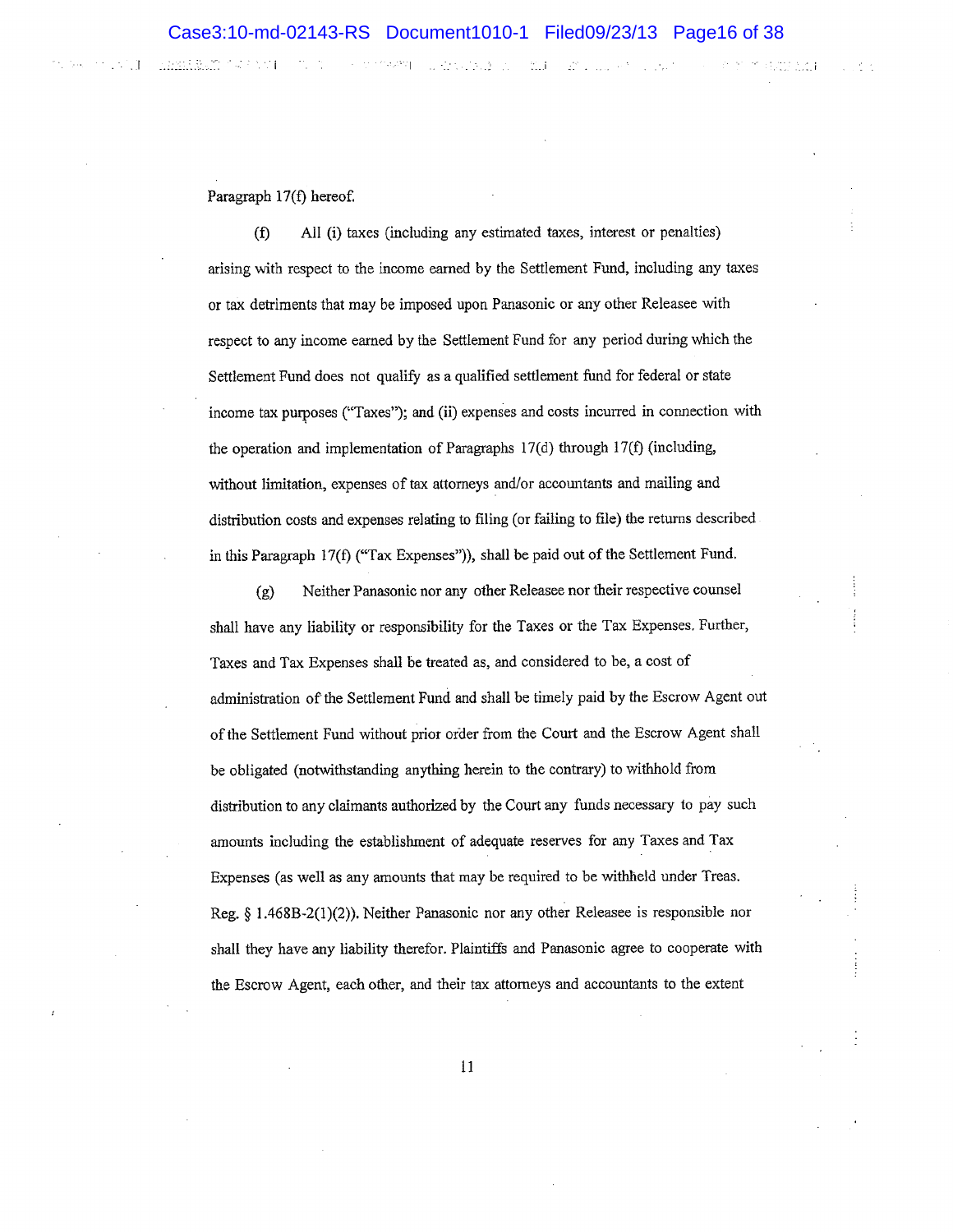Paragraph 17(f) hereof.

(f) All (i) taxes (including any estimated taxes, interest or penalties) arising with respect to the income earned by the Settlement Fund, including any taxes or tax detriments that may be imposed upon Panasonic or any other Releasee with respect to any income earned by the Settlement Fund for any period during which the Settlement Fund does not qualify as a qualified settlement fund for federal or state income tax purposes ("Taxes"); and (ii) expenses and costs incurred in connection with the operation and implementation of Paragraphs 17(d) through 17(f) (including, without limitation, expenses of tax attorneys and/or accountants and mailing and distribution costs and expenses relating to filing (or failing to file) the returns described in this Paragraph 17(f) ("Tax Expenses")), shall be paid out of the Settlement Fund.

(g) Neither Panasonic nor any other Releasee nor their respective counsel shall have any liability or responsibility for the Taxes or the Tax Expenses. Further, Taxes and Tax Expenses shall be treated as, and considered to be, a cost of administration of the Settlement Fund and shall be timely paid by the Escrow Agent out of the Settlement Fund without prior order from the Court and the Escrow Agent shall be obligated (notwithstanding anything herein to the contrary) to withhold from distribution to any claimants authorized by the Court any funds necessary to pay such amounts including the establishment of adequate reserves for any Taxes and Tax Expenses (as well as any amounts that may be required to be withheld under Treas. Reg. § 1.468B-2(1)(2)). Neither Panasonic nor any other Releasee is responsible nor shall they have any liability therefor. Plaintiffs and Panasonic agree to cooperate with the Escrow Agent, each other, and their tax attorneys and accountants to the extent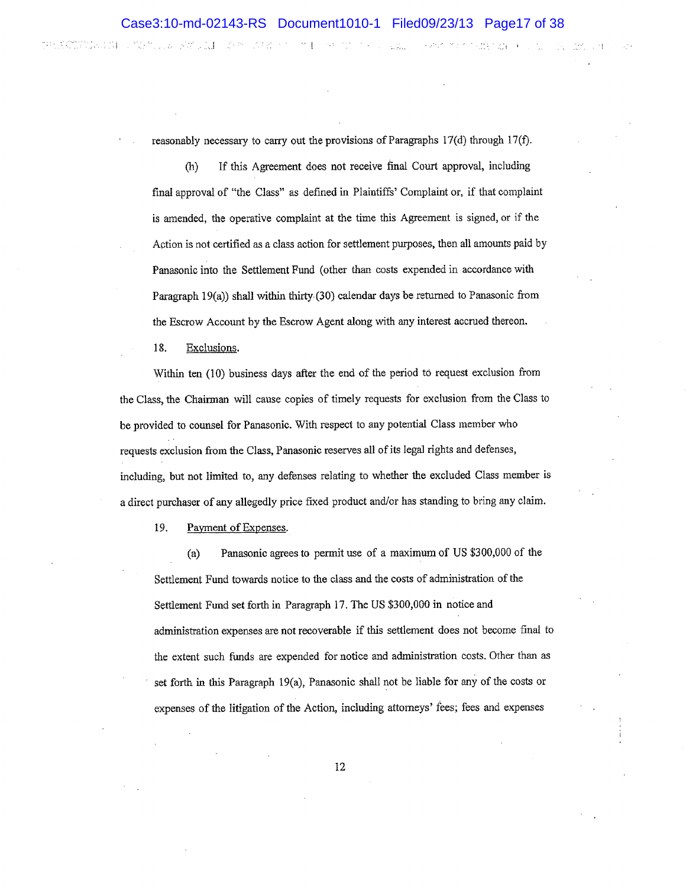reasonably necessary to carry out the provisions of Paragraphs 17(d) through 17(f).

(h) If this Agreement does not receive final Court approval, including final approval of "the Class" as defined in Plaintiffs' Complaint or, if that complaint is amended, the operative complaint at the time this Agreement is signed, or if the Action is not certified as a class action for settlement purposes, then all amounts paid by Panasonic into the Settlement Fund (other than costs expended in accordance with Paragraph 19(a)) shall within thirty (30) calendar days be returned to Panasonic from the Escrow Account by the Escrow Agent along with any interest accrued thereon.

18. Exclusions.

Within ten (10) business days after the end of the period to request exclusion from the Class, the Chairman will cause copies of timely requests for exclusion from the Class to be provided to counsel for Panasonic. With respect to any potential Class member who requests exclusion from the Class, Panasonic reserves all of its legal rights and defenses, including, but not limited to, any defenses relating to whether the excluded Class member is a direct purchaser of any allegedly price fixed product and/or has standing to bring any claim.

19. Payment of Expenses.

(a) Panasonic agrees to permit use of a maximum of US $300,000 of the Settlement Fund towards notice to the class and the costs of administration of the Settlement Fund set forth in Paragraph 17. The US $300,000 in notice and administration expenses are not recoverable if this settlement does not become final to the extent such funds are expended for notice and administration costs. Other than as set forth in this Paragraph 19(a), Panasonic shall not be liable for any of the costs or expenses of the litigation of the Action, including attorneys' fees; fees and expenses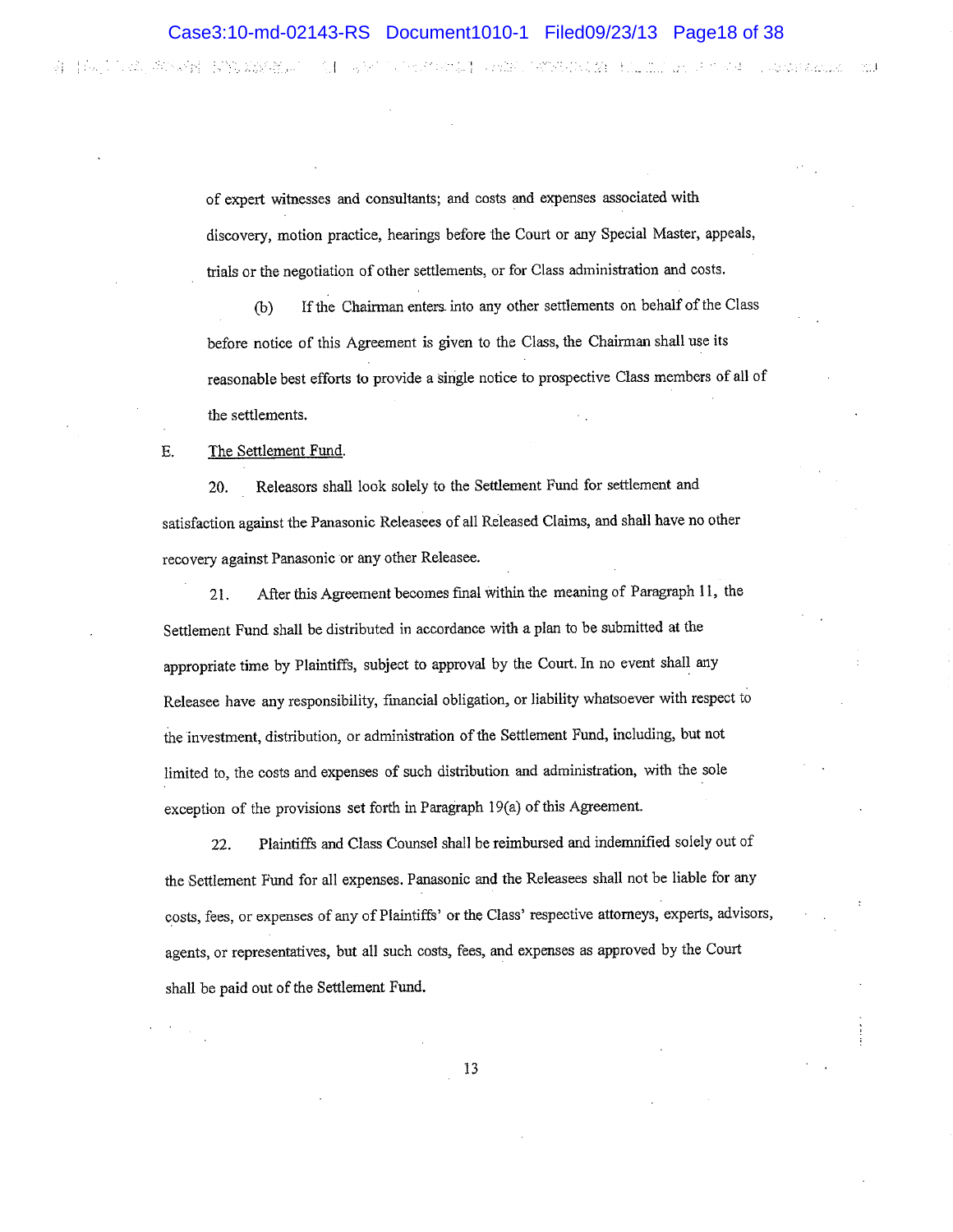of expert witnesses and consultants; and costs and expenses associated with discovery, motion practice, hearings before the Court or any Special Master, appeals, trials or the negotiation of other settlements, or for Class administration and costs.

(b) If the Chairman enters into any other settlements on behalf of the Class before notice of this Agreement is given to the Class, the Chairman shall use its reasonable best efforts to provide a single notice to prospective Class members of all of the settlements.

E. <u>The Settlement Fund</u>.

20. Releasors shall look solely to the Settlement Fund for settlement and satisfaction against the Panasonic Releasees of all Released Claims, and shall have no other recovery against Panasonic or any other Releasee.

21. After this Agreement becomes final within the meaning of Paragraph 11, the Settlement Fund shall be distributed in accordance with a plan to be submitted at the appropriate time by Plaintiffs, subject to approval by the Court. In no event shall any Releasee have any responsibility, financial obligation, or liability whatsoever with respect to the investment, distribution, or administration of the Settlement Fund, including, but not limited to, the costs and expenses of such distribution and administration, with the sole exception of the provisions set forth in Paragraph 19(a) of this Agreement.

22. Plaintiffs and Class Counsel shall be reimbursed and indemnified solely out of the Settlement Fund for all expenses. Panasonic and the Releasees shall not be liable for any costs, fees, or expenses of any of Plaintiffs' or the Class' respective attorneys, experts, advisors, agents, or representatives, but all such costs, fees, and expenses as approved by the Court shall be paid out of the Settlement Fund.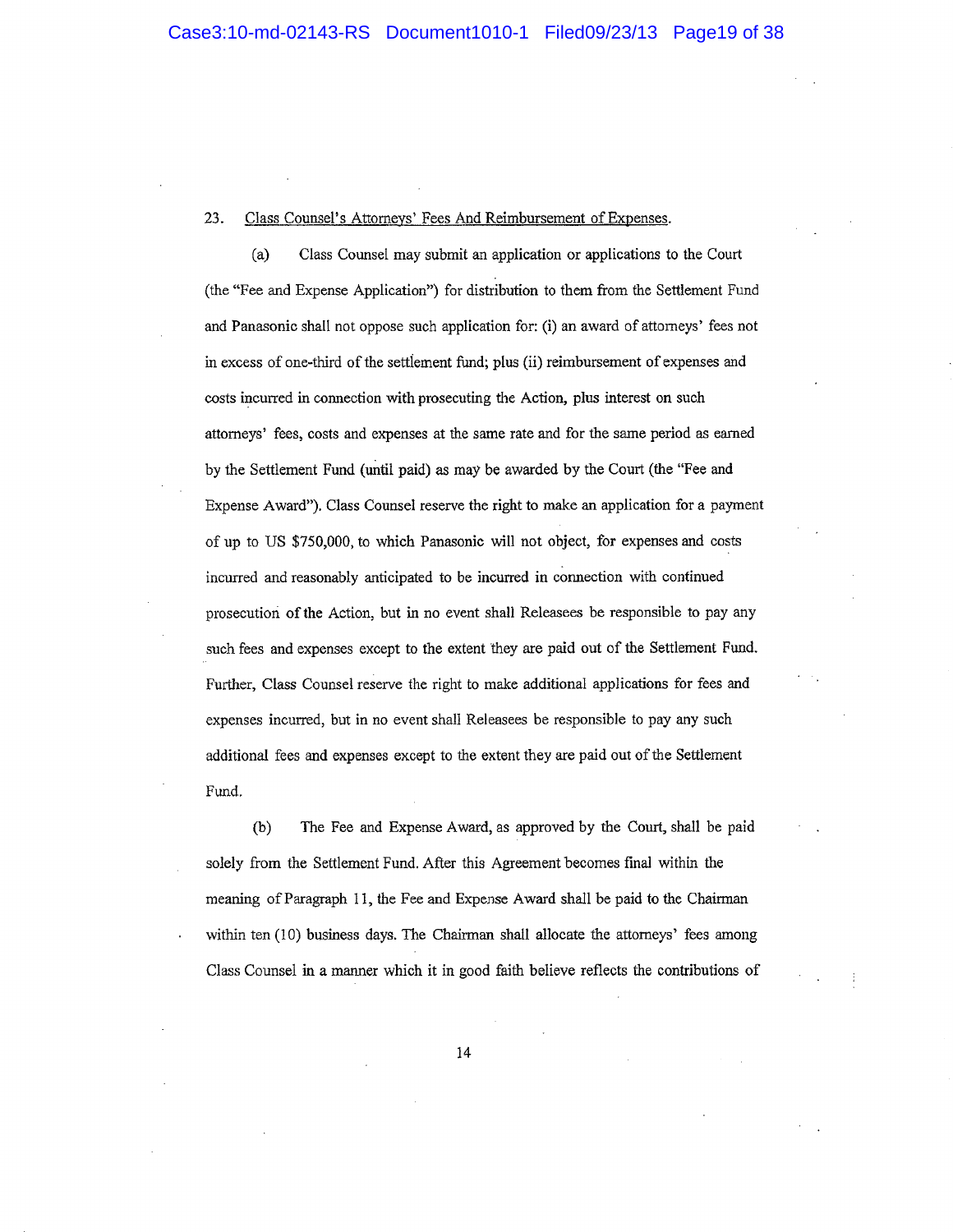23. Class Counsel's Attorneys' Fees And Reimbursement of Expenses.

(a) Class Counsel may submit an application or applications to the Court (the "Fee and Expense Application") for distribution to them from the Settlement Fund and Panasonic shall not oppose such application for: (i) an award of attorneys' fees not in excess of one-third of the settlement fund; plus (ii) reimbursement of expenses and costs incurred in connection with prosecuting the Action, plus interest on such attorneys' fees, costs and expenses at the same rate and for the same period as earned by the Settlement Fund (until paid) as may be awarded by the Court (the "Fee and Expense Award"). Class Counsel reserve the right to make an application for a payment of up to US $750,000, to which Panasonic will not object, for expenses and costs incurred and reasonably anticipated to be incurred in connection with continued prosecution of the Action, but in no event shall Releasees be responsible to pay any such fees and expenses except to the extent they are paid out of the Settlement Fund. Further, Class Counsel reserve the right to make additional applications for fees and expenses incurred, but in no event shall Releasees be responsible to pay any such additional fees and expenses except to the extent they are paid out of the Settlement Fund.

(b) The Fee and Expense Award, as approved by the Court, shall be paid solely from the Settlement Fund. After this Agreement becomes final within the meaning of Paragraph 11, the Fee and Expense Award shall be paid to the Chairman within ten (10) business days. The Chairman shall allocate the attorneys' fees among Class Counsel in a manner which it in good faith believe reflects the contributions of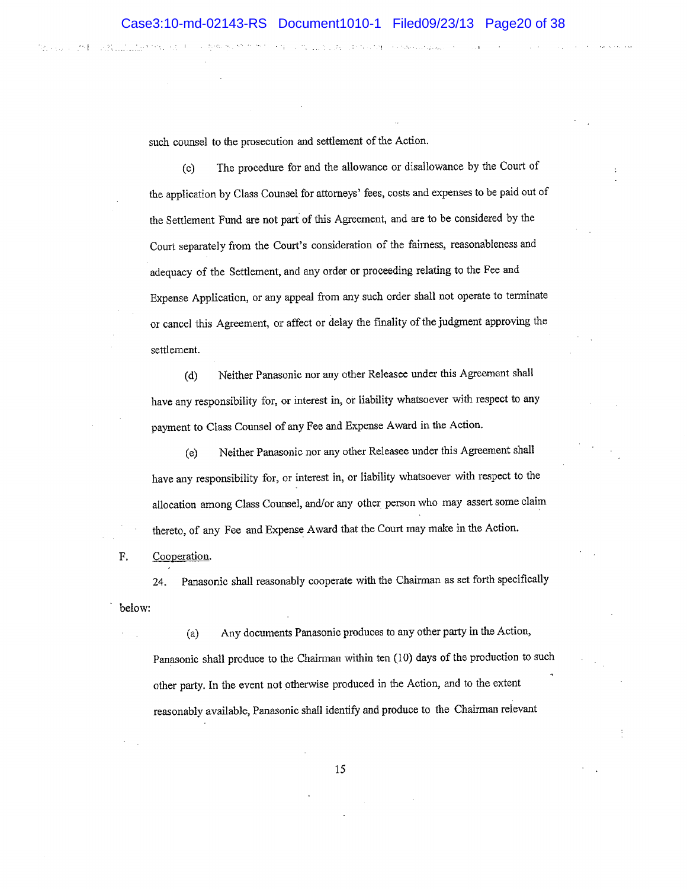such counsel to the prosecution and settlement of the Action.

(c) The procedure for and the allowance or disallowance by the Court of the application by Class Counsel for attorneys' fees, costs and expenses to be paid out of the Settlement Fund are not part of this Agreement, and are to be considered by the Court separately from the Court's consideration of the fairness, reasonableness and adequacy of the Settlement, and any order or proceeding relating to the Fee and Expense Application, or any appeal from any such order shall not operate to terminate or cancel this Agreement, or affect or delay the finality of the judgment approving the settlement.

(d) Neither Panasonic nor any other Releasee under this Agreement shall have any responsibility for, or interest in, or liability whatsoever with respect to any payment to Class Counsel of any Fee and Expense Award in the Action.

(e) Neither Panasonic nor any other Releasee under this Agreement shall have any responsibility for, or interest in, or liability whatsoever with respect to the allocation among Class Counsel, and/or any other person who may assert some claim thereto, of any Fee and Expense Award that the Court may make in the Action.

F. Cooperation.

24. Panasonic shall reasonably cooperate with the Chairman as set forth specifically below:

(a) Any documents Panasonic produces to any other party in the Action, Panasonic shall produce to the Chairman within ten (10) days of the production to such other party. In the event not otherwise produced in the Action, and to the extent reasonably available, Panasonic shall identify and produce to the Chairman relevant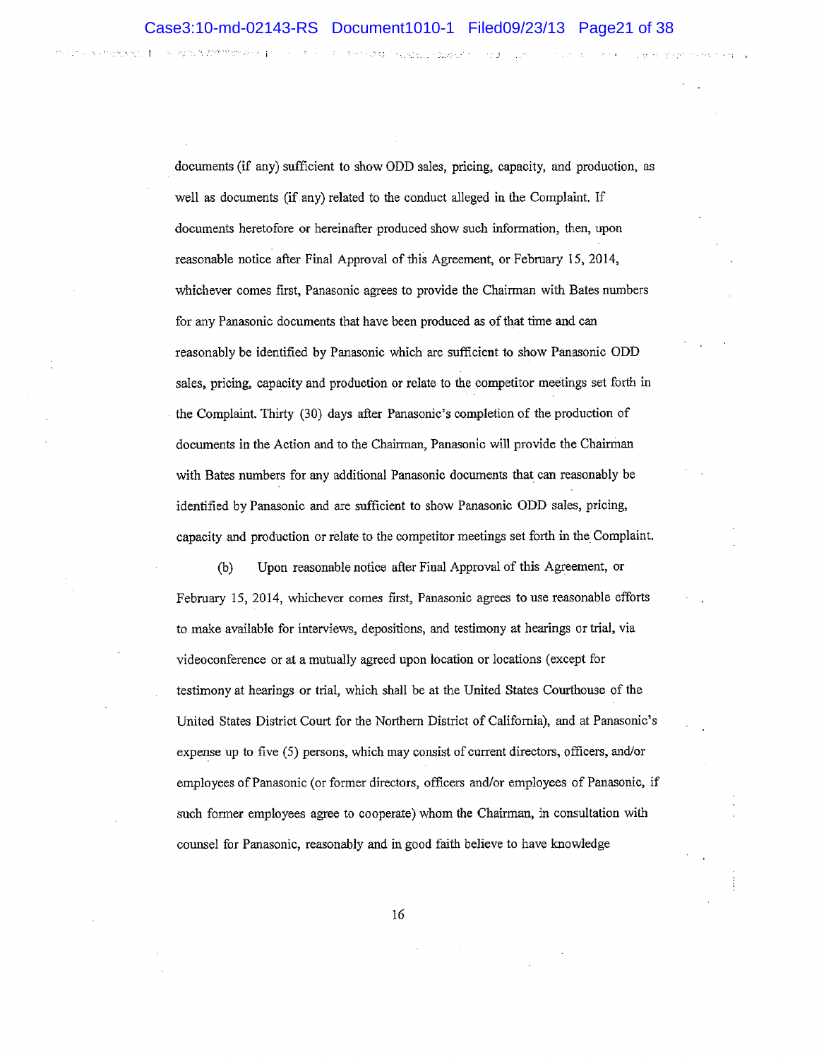documents (if any) sufficient to show ODD sales, pricing, capacity, and production, as well as documents (if any) related to the conduct alleged in the Complaint. If documents heretofore or hereinafter produced show such information, then, upon reasonable notice after Final Approval of this Agreement, or February 15, 2014, whichever comes first, Panasonic agrees to provide the Chairman with Bates numbers for any Panasonic documents that have been produced as of that time and can reasonably be identified by Panasonic which are sufficient to show Panasonic ODD sales, pricing, capacity and production or relate to the competitor meetings set forth in the Complaint. Thirty (30) days after Panasonic's completion of the production of documents in the Action and to the Chairman, Panasonic will provide the Chairman with Bates numbers for any additional Panasonic documents that can reasonably be identified by Panasonic and are sufficient to show Panasonic ODD sales, pricing, capacity and production or relate to the competitor meetings set forth in the Complaint.

(b) Upon reasonable notice after Final Approval of this Agreement, or February 15, 2014, whichever comes first, Panasonic agrees to use reasonable efforts to make available for interviews, depositions, and testimony at hearings or trial, via videoconference or at a mutually agreed upon location or locations (except for testimony at hearings or trial, which shall be at the United States Courthouse of the United States District Court for the Northern District of California), and at Panasonic's expense up to five (5) persons, which may consist of current directors, officers, and/or employees of Panasonic (or former directors, officers and/or employees of Panasonic, if such former employees agree to cooperate) whom the Chairman, in consultation with counsel for Panasonic, reasonably and in good faith believe to have knowledge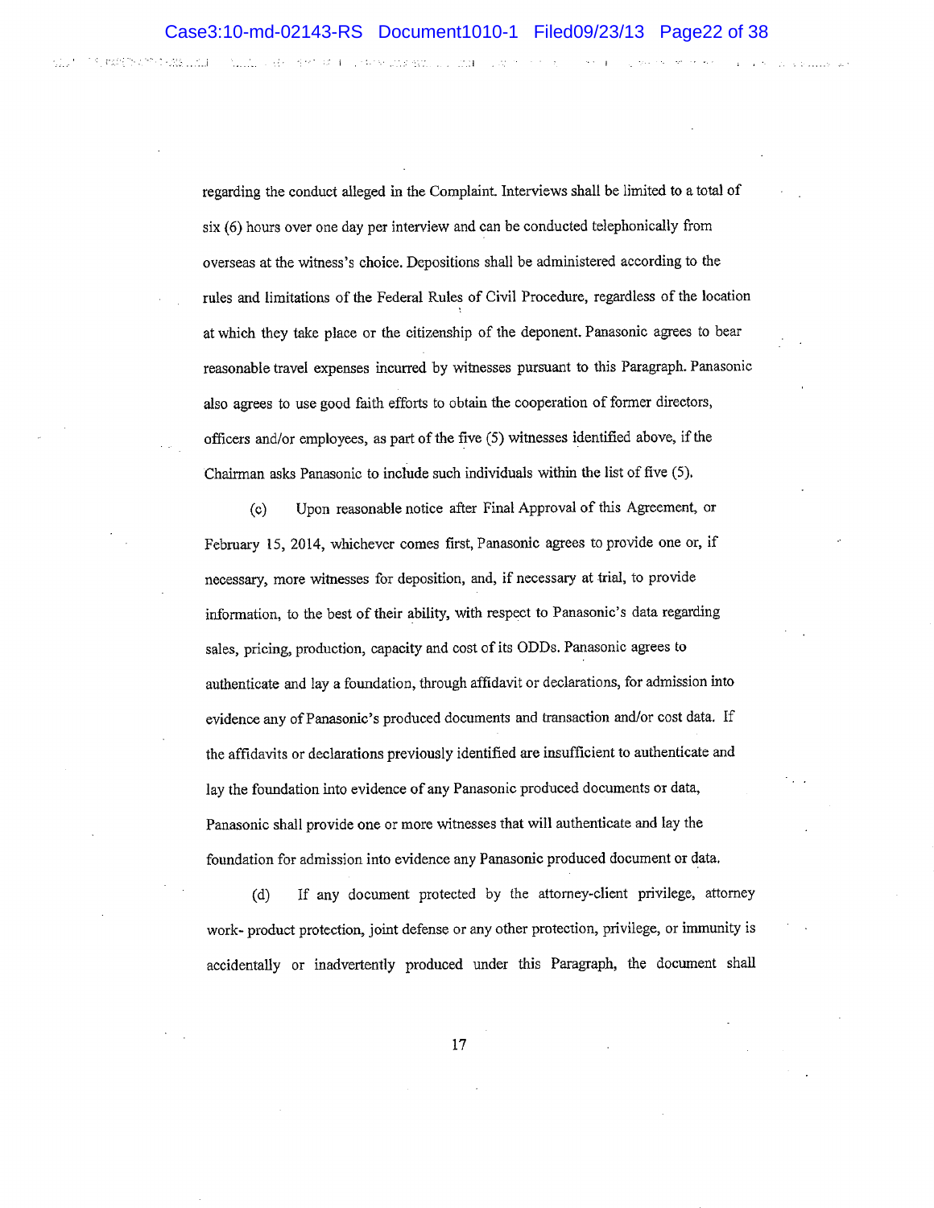regarding the conduct alleged in the Complaint. Interviews shall be limited to a total of six (6) hours over one day per interview and can be conducted telephonically from overseas at the witness's choice. Depositions shall be administered according to the rules and limitations of the Federal Rules of Civil Procedure, regardless of the location at which they take place or the citizenship of the deponent. Panasonic agrees to bear reasonable travel expenses incurred by witnesses pursuant to this Paragraph. Panasonic also agrees to use good faith efforts to obtain the cooperation of former directors, officers and/or employees, as part of the five (5) witnesses identified above, if the Chairman asks Panasonic to include such individuals within the list of five (5).

(c) Upon reasonable notice after Final Approval of this Agreement, or February 15, 2014, whichever comes first, Panasonic agrees to provide one or, if necessary, more witnesses for deposition, and, if necessary at trial, to provide information, to the best of their ability, with respect to Panasonic's data regarding sales, pricing, production, capacity and cost of its ODDs. Panasonic agrees to authenticate and lay a foundation, through affidavit or declarations, for admission into evidence any of Panasonic's produced documents and transaction and/or cost data. If the affidavits or declarations previously identified are insufficient to authenticate and lay the foundation into evidence of any Panasonic produced documents or data, Panasonic shall provide one or more witnesses that will authenticate and lay the foundation for admission into evidence any Panasonic produced document or data.

(d) If any document protected by the attorney-client privilege, attorney work- product protection, joint defense or any other protection, privilege, or immunity is accidentally or inadvertently produced under this Paragraph, the document shall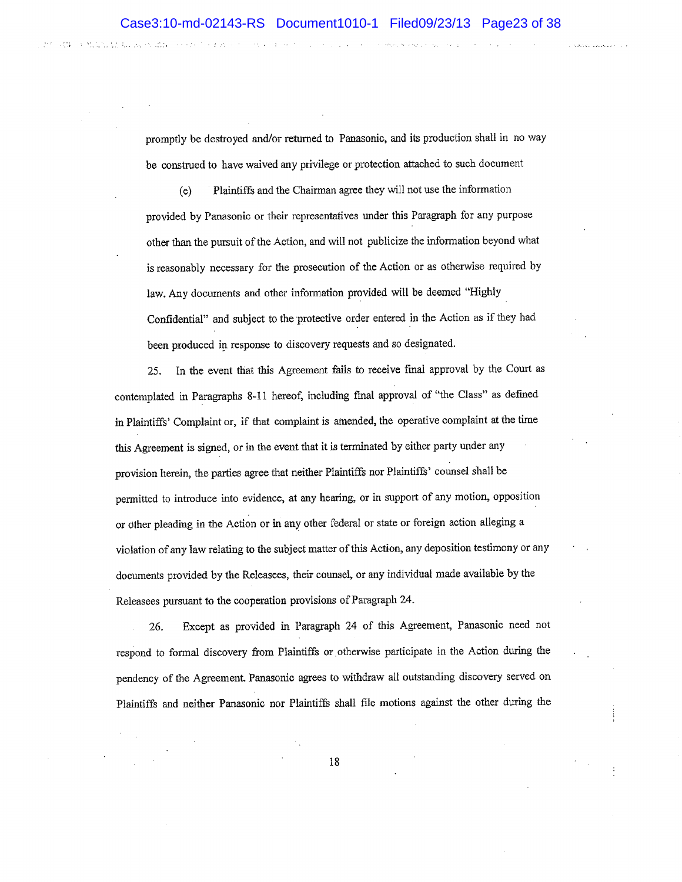promptly be destroyed and/or returned to Panasonic, and its production shall in no way be construed to have waived any privilege or protection attached to such document

(e) Plaintiffs and the Chairman agree they will not use the information provided by Panasonic or their representatives under this Paragraph for any purpose other than the pursuit of the Action, and will not publicize the information beyond what is reasonably necessary for the prosecution of the Action or as otherwise required by law. Any documents and other information provided will be deemed "Highly Confidential" and subject to the protective order entered in the Action as if they had been produced in response to discovery requests and so designated.

25. In the event that this Agreement fails to receive final approval by the Court as contemplated in Paragraphs 8-11 hereof, including final approval of "the Class" as defined in Plaintiffs' Complaint or, if that complaint is amended, the operative complaint at the time this Agreement is signed, or in the event that it is terminated by either party under any provision herein, the parties agree that neither Plaintiffs nor Plaintiffs' counsel shall be permitted to introduce into evidence, at any hearing, or in support of any motion, opposition or other pleading in the Action or in any other federal or state or foreign action alleging a violation of any law relating to the subject matter of this Action, any deposition testimony or any documents provided by the Releasees, their counsel, or any individual made available by the Releasees pursuant to the cooperation provisions of Paragraph 24.

26. Except as provided in Paragraph 24 of this Agreement, Panasonic need not respond to formal discovery from Plaintiffs or otherwise participate in the Action during the pendency of the Agreement. Panasonic agrees to withdraw all outstanding discovery served on Plaintiffs and neither Panasonic nor Plaintiffs shall file motions against the other during the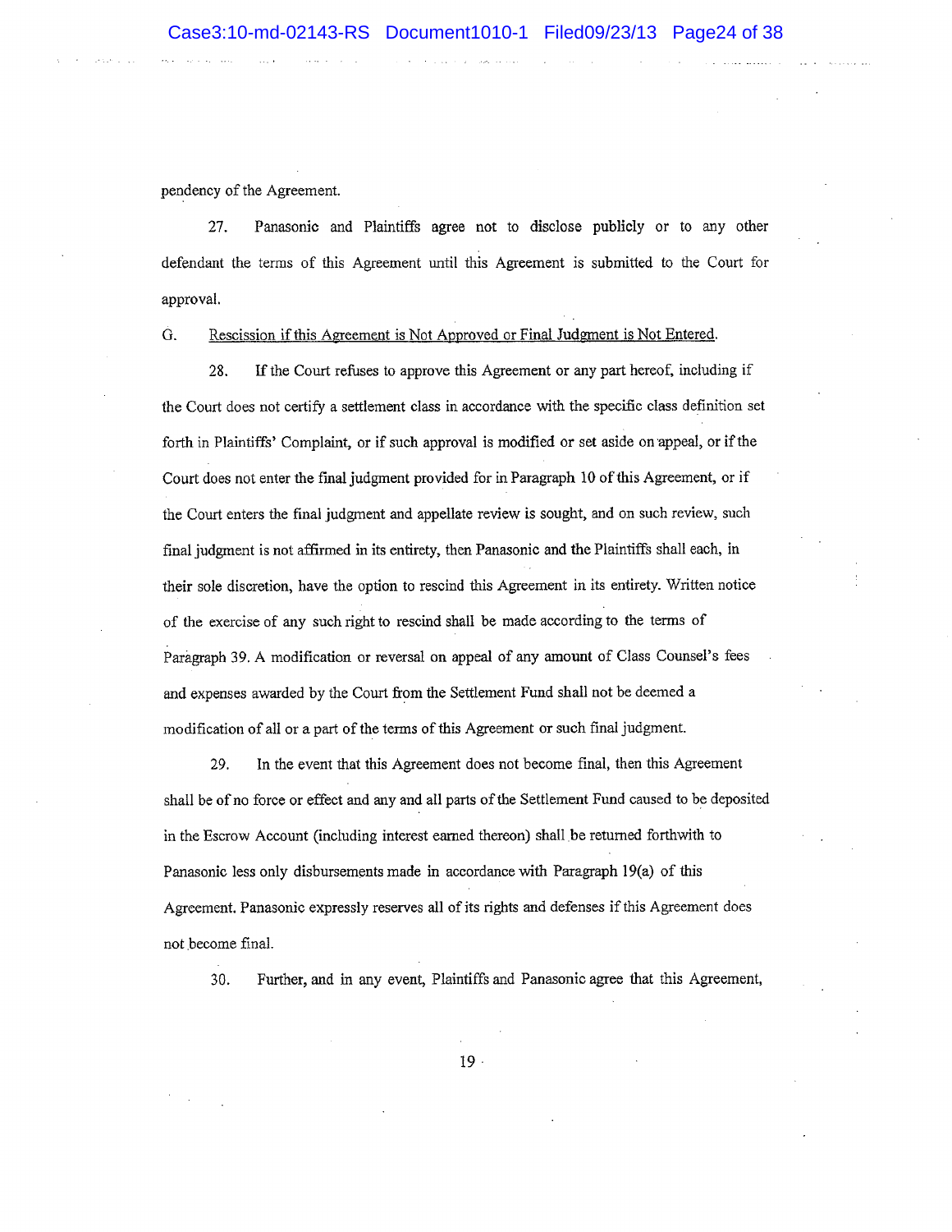pendency of the Agreement.

27. Panasonic and Plaintiffs agree not to disclose publicly or to any other defendant the terms of this Agreement until this Agreement is submitted to the Court for approval.

G. Rescission if this Agreement is Not Approved or Final Judgment is Not Entered.

28. If the Court refuses to approve this Agreement or any part hereof, including if the Court does not certify a settlement class in accordance with the specific class definition set forth in Plaintiffs' Complaint, or if such approval is modified or set aside on appeal, or if the Court does not enter the final judgment provided for in Paragraph 10 of this Agreement, or if the Court enters the final judgment and appellate review is sought, and on such review, such final judgment is not affirmed in its entirety, then Panasonic and the Plaintiffs shall each, in their sole discretion, have the option to rescind this Agreement in its entirety. Written notice of the exercise of any such right to rescind shall be made according to the terms of Paragraph 39. A modification or reversal on appeal of any amount of Class Counsel's fees and expenses awarded by the Court from the Settlement Fund shall not be deemed a modification of all or a part of the terms of this Agreement or such final judgment.

29. In the event that this Agreement does not become final, then this Agreement shall be of no force or effect and any and all parts of the Settlement Fund caused to be deposited in the Escrow Account (including interest earned thereon) shall be returned forthwith to Panasonic less only disbursements made in accordance with Paragraph 19(a) of this Agreement. Panasonic expressly reserves all of its rights and defenses if this Agreement does not become final.

30. Further, and in any event, Plaintiffs and Panasonic agree that this Agreement,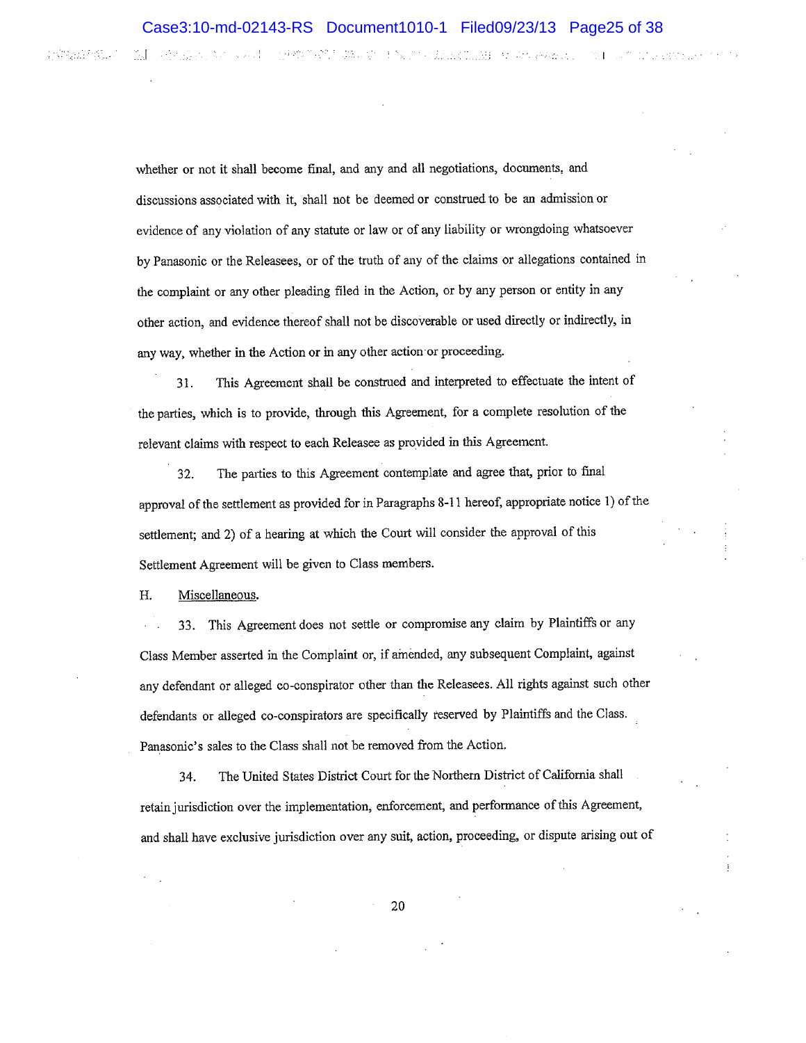whether or not it shall become final, and any and all negotiations, documents, and discussions associated with it, shall not be deemed or construed to be an admission or evidence of any violation of any statute or law or of any liability or wrongdoing whatsoever by Panasonic or the Releasees, or of the truth of any of the claims or allegations contained in the complaint or any other pleading filed in the Action, or by any person or entity in any other action, and evidence thereof shall not be discoverable or used directly or indirectly, in any way, whether in the Action or in any other action or proceeding.

31. This Agreement shall be construed and interpreted to effectuate the intent of the parties, which is to provide, through this Agreement, for a complete resolution of the relevant claims with respect to each Releasee as provided in this Agreement.

32. The parties to this Agreement contemplate and agree that, prior to final approval of the settlement as provided for in Paragraphs 8-11 hereof, appropriate notice 1) of the settlement; and 2) of a hearing at which the Court will consider the approval of this Settlement Agreement will be given to Class members.

H. <u>Miscellaneous.</u>

33. This Agreement does not settle or compromise any claim by Plaintiffs or any Class Member asserted in the Complaint or, if amended, any subsequent Complaint, against any defendant or alleged co-conspirator other than the Releasees. All rights against such other defendants or alleged co-conspirators are specifically reserved by Plaintiffs and the Class. Panasonic's sales to the Class shall not be removed from the Action.

34. The United States District Court for the Northern District of California shall retain jurisdiction over the implementation, enforcement, and performance of this Agreement, and shall have exclusive jurisdiction over any suit, action, proceeding, or dispute arising out of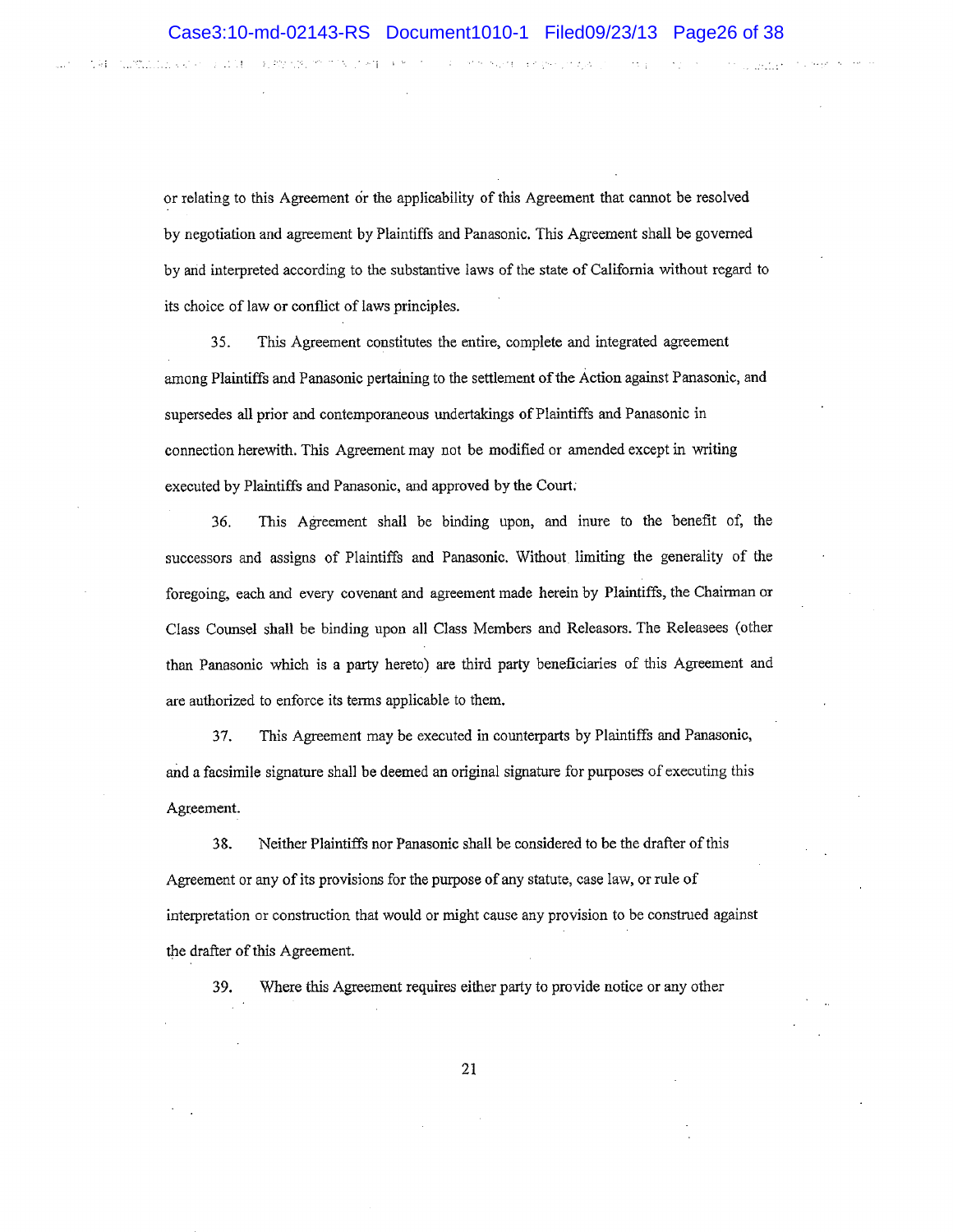or relating to this Agreement or the applicability of this Agreement that cannot be resolved by negotiation and agreement by Plaintiffs and Panasonic. This Agreement shall be governed by and interpreted according to the substantive laws of the state of California without regard to its choice of law or conflict of laws principles.

35. This Agreement constitutes the entire, complete and integrated agreement among Plaintiffs and Panasonic pertaining to the settlement of the Action against Panasonic, and supersedes all prior and contemporaneous undertakings of Plaintiffs and Panasonic in connection herewith. This Agreement may not be modified or amended except in writing executed by Plaintiffs and Panasonic, and approved by the Court.

36. This Agreement shall be binding upon, and inure to the benefit of, the successors and assigns of Plaintiffs and Panasonic. Without limiting the generality of the foregoing, each and every covenant and agreement made herein by Plaintiffs, the Chairman or Class Counsel shall be binding upon all Class Members and Releasors. The Releasees (other than Panasonic which is a party hereto) are third party beneficiaries of this Agreement and are authorized to enforce its terms applicable to them.

37. This Agreement may be executed in counterparts by Plaintiffs and Panasonic, and a facsimile signature shall be deemed an original signature for purposes of executing this Agreement.

38. Neither Plaintiffs nor Panasonic shall be considered to be the drafter of this Agreement or any of its provisions for the purpose of any statute, case law, or rule of interpretation or construction that would or might cause any provision to be construed against the drafter of this Agreement.

39. Where this Agreement requires either party to provide notice or any other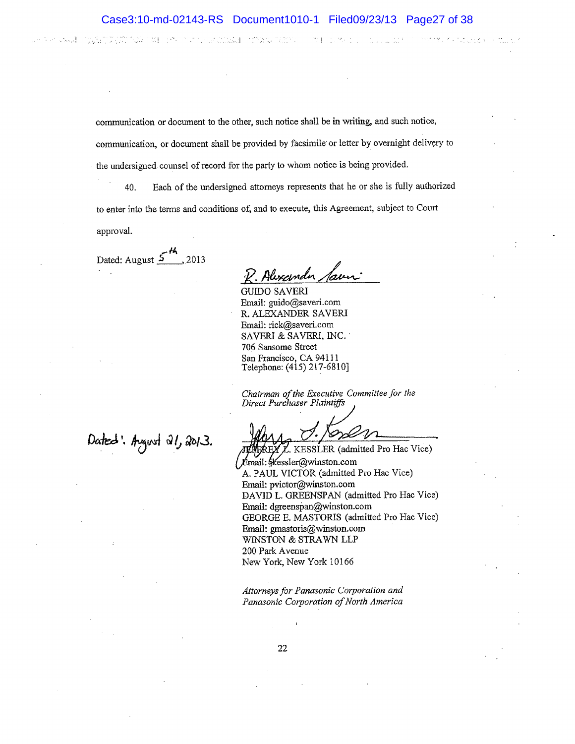communication or document to the other, such notice shall be in writing, and such notice, communication, or document shall be provided by facsimile or letter by overnight delivery to the undersigned counsel of record for the party to whom notice is being provided.

40. Each of the undersigned attorneys represents that he or she is fully authorized to enter into the terms and conditions of, and to execute, this Agreement, subject to Court approval.

Dated: August 5th, 2013

R. Alexander Saveri

GUIDO SAVERI
Email: guido@saveri.com
R. ALEXANDER SAVERI
Email: rick@saveri.com
SAVERI & SAVERI, INC.
706 Sansome Street
San Francisco, CA 94111
Telephone: (415) 217-6810]

*Chairman of the Executive Committee for the Direct Purchaser Plaintiffs*

Dated: August 21, 2013.

Jeffrey L. Kessler

JEFFREY L. KESSLER (admitted Pro Hac Vice)
Email: jkessler@winston.com
A. PAUL VICTOR (admitted Pro Hac Vice)
Email: pvictor@winston.com
DAVID L. GREENSPAN (admitted Pro Hac Vice)
Email: dgreenspan@winston.com
GEORGE E. MASTORIS (admitted Pro Hac Vice)
Email: gmastoris@winston.com
WINSTON & STRAWN LLP
200 Park Avenue
New York, New York 10166

*Attorneys for Panasonic Corporation and Panasonic Corporation of North America*